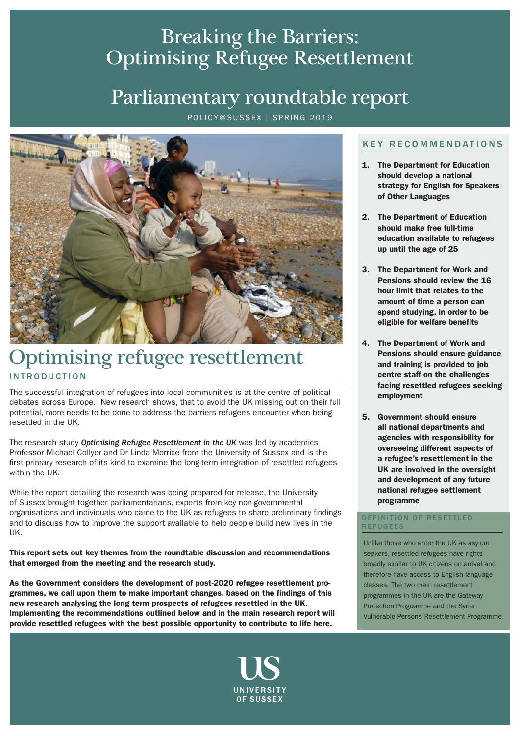# Breaking the Barriers: Optimising Refugee Resettlement

# Parliamentary roundtable report

POLICY@SUSSEX | SPRING 2019

## Optimising refugee resettlement

### INTRODUCTION

The successful integration of refugees into local communities is at the centre of political debates across Europe. New research shows, that to avoid the UK missing out on their full potential, more needs to be done to address the barriers refugees encounter when being resettled in the UK.

The research study ***Optimising Refugee Resettlement in the UK*** was led by academics Professor Michael Collyer and Dr Linda Morrice from the University of Sussex and is the first primary research of its kind to examine the long-term integration of resettled refugees within the UK.

While the report detailing the research was being prepared for release, the University of Sussex brought together parliamentarians, experts from key non-governmental organisations and individuals who came to the UK as refugees to share preliminary findings and to discuss how to improve the support available to help people build new lives in the UK.

**This report sets out key themes from the roundtable discussion and recommendations that emerged from the meeting and the research study.**

**As the Government considers the development of post-2020 refugee resettlement programmes, we call upon them to make important changes, based on the findings of this new research analysing the long term prospects of refugees resettled in the UK. Implementing the recommendations outlined below and in the main research report will provide resettled refugees with the best possible opportunity to contribute to life here.**

### KEY RECOMMENDATIONS

1. **The Department for Education should develop a national strategy for English for Speakers of Other Languages**
2. **The Department of Education should make free full-time education available to refugees up until the age of 25**
3. **The Department for Work and Pensions should review the 16 hour limit that relates to the amount of time a person can spend studying, in order to be eligible for welfare benefits**
4. **The Department of Work and Pensions should ensure guidance and training is provided to job centre staff on the challenges facing resettled refugees seeking employment**
5. **Government should ensure all national departments and agencies with responsibility for overseeing different aspects of a refugee's resettlement in the UK are involved in the oversight and development of any future national refugee settlement programme**

### DEFINITION OF RESETTLED REFUGEES

Unlike those who enter the UK as asylum seekers, resettled refugees have rights broadly similar to UK citizens on arrival and therefore have access to English language classes. The two main resettlement programmes in the UK are the Gateway Protection Programme and the Syrian Vulnerable Persons Resettlement Programme.

UNIVERSITY OF SUSSEX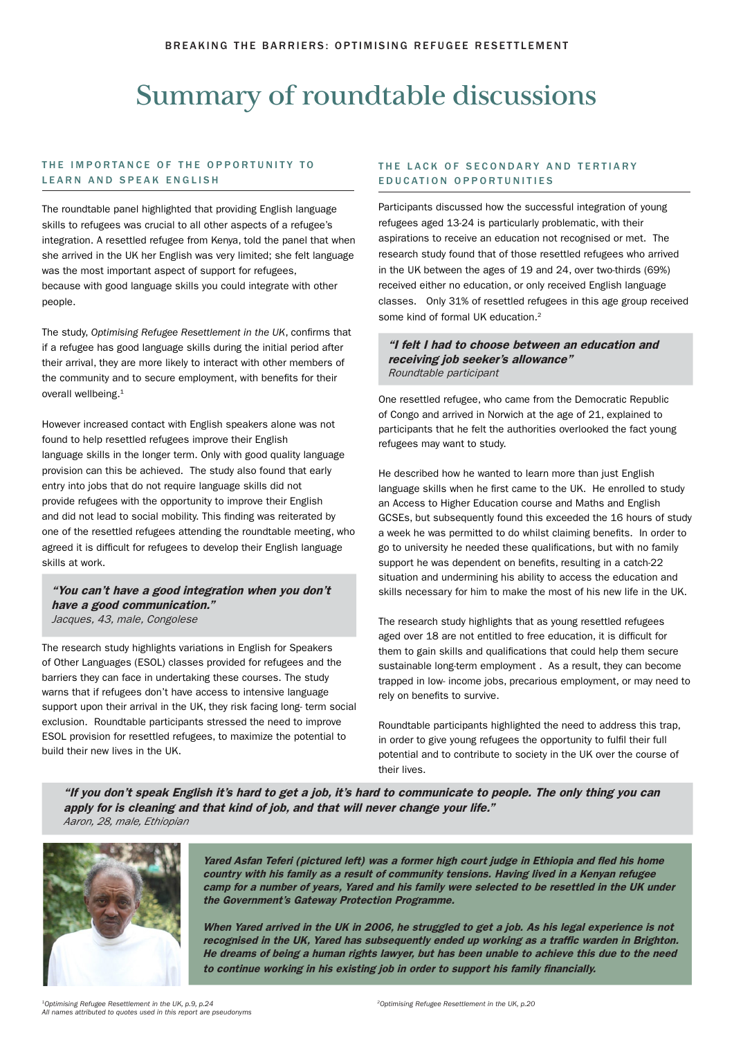# Summary of roundtable discussions

### THE IMPORTANCE OF THE OPPORTUNITY TO LEARN AND SPEAK ENGLISH

The roundtable panel highlighted that providing English language skills to refugees was crucial to all other aspects of a refugee's integration. A resettled refugee from Kenya, told the panel that when she arrived in the UK her English was very limited; she felt language was the most important aspect of support for refugees, because with good language skills you could integrate with other people.

The study, *Optimising Refugee Resettlement in the UK*, confirms that if a refugee has good language skills during the initial period after their arrival, they are more likely to interact with other members of the community and to secure employment, with benefits for their overall wellbeing.[1]

However increased contact with English speakers alone was not found to help resettled refugees improve their English language skills in the longer term. Only with good quality language provision can this be achieved. The study also found that early entry into jobs that do not require language skills did not provide refugees with the opportunity to improve their English and did not lead to social mobility. This finding was reiterated by one of the resettled refugees attending the roundtable meeting, who agreed it is difficult for refugees to develop their English language skills at work.

> ***"You can't have a good integration when you don't have a good communication."***
> *Jacques, 43, male, Congolese*

The research study highlights variations in English for Speakers of Other Languages (ESOL) classes provided for refugees and the barriers they can face in undertaking these courses. The study warns that if refugees don't have access to intensive language support upon their arrival in the UK, they risk facing long- term social exclusion. Roundtable participants stressed the need to improve ESOL provision for resettled refugees, to maximize the potential to build their new lives in the UK.

### THE LACK OF SECONDARY AND TERTIARY EDUCATION OPPORTUNITIES

Participants discussed how the successful integration of young refugees aged 13-24 is particularly problematic, with their aspirations to receive an education not recognised or met. The research study found that of those resettled refugees who arrived in the UK between the ages of 19 and 24, over two-thirds (69%) received either no education, or only received English language classes. Only 31% of resettled refugees in this age group received some kind of formal UK education.[2]

> ***"I felt I had to choose between an education and receiving job seeker's allowance"***
> *Roundtable participant*

One resettled refugee, who came from the Democratic Republic of Congo and arrived in Norwich at the age of 21, explained to participants that he felt the authorities overlooked the fact young refugees may want to study.

He described how he wanted to learn more than just English language skills when he first came to the UK. He enrolled to study an Access to Higher Education course and Maths and English GCSEs, but subsequently found this exceeded the 16 hours of study a week he was permitted to do whilst claiming benefits. In order to go to university he needed these qualifications, but with no family support he was dependent on benefits, resulting in a catch-22 situation and undermining his ability to access the education and skills necessary for him to make the most of his new life in the UK.

The research study highlights that as young resettled refugees aged over 18 are not entitled to free education, it is difficult for them to gain skills and qualifications that could help them secure sustainable long-term employment . As a result, they can become trapped in low- income jobs, precarious employment, or may need to rely on benefits to survive.

Roundtable participants highlighted the need to address this trap, in order to give young refugees the opportunity to fulfil their full potential and to contribute to society in the UK over the course of their lives.

> ***"If you don't speak English it's hard to get a job, it's hard to communicate to people. The only thing you can apply for is cleaning and that kind of job, and that will never change your life."***
> *Aaron, 28, male, Ethiopian*

***Yared Asfan Teferi (pictured left) was a former high court judge in Ethiopia and fled his home country with his family as a result of community tensions. Having lived in a Kenyan refugee camp for a number of years, Yared and his family were selected to be resettled in the UK under the Government's Gateway Protection Programme.***

***When Yared arrived in the UK in 2006, he struggled to get a job. As his legal experience is not recognised in the UK, Yared has subsequently ended up working as a traffic warden in Brighton. He dreams of being a human rights lawyer, but has been unable to achieve this due to the need to continue working in his existing job in order to support his family financially.***

[1] *Optimising Refugee Resettlement in the UK, p.9, p.24*
*All names attributed to quotes used in this report are pseudonyms*

[2] *Optimising Refugee Resettlement in the UK, p.20*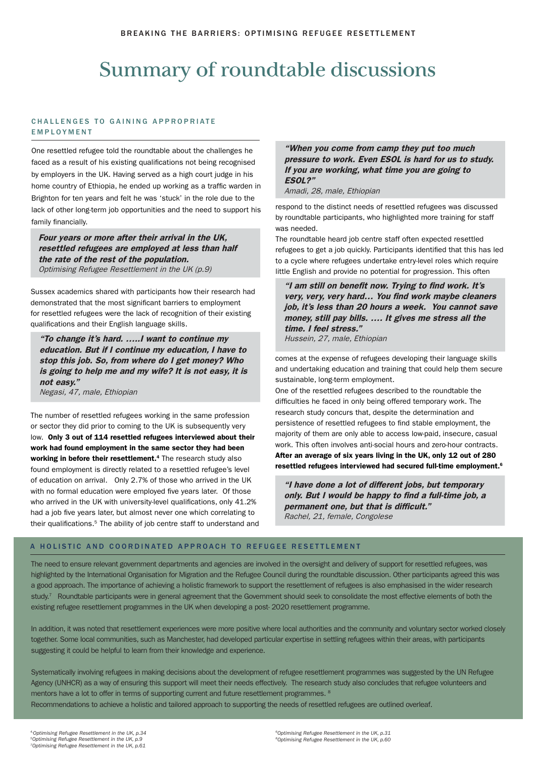# Summary of roundtable discussions

### CHALLENGES TO GAINING APPROPRIATE EMPLOYMENT

One resettled refugee told the roundtable about the challenges he faced as a result of his existing qualifications not being recognised by employers in the UK. Having served as a high court judge in his home country of Ethiopia, he ended up working as a traffic warden in Brighton for ten years and felt he was 'stuck' in the role due to the lack of other long-term job opportunities and the need to support his family financially.

> ***Four years or more after their arrival in the UK, resettled refugees are employed at less than half the rate of the rest of the population.***
> *Optimising Refugee Resettlement in the UK (p.9)*

Sussex academics shared with participants how their research had demonstrated that the most significant barriers to employment for resettled refugees were the lack of recognition of their existing qualifications and their English language skills.

> ***"To change it's hard. .....I want to continue my education. But if I continue my education, I have to stop this job. So, from where do I get money? Who is going to help me and my wife? It is not easy, it is not easy."***
> *Negasi, 47, male, Ethiopian*

The number of resettled refugees working in the same profession or sector they did prior to coming to the UK is subsequently very low. **Only 3 out of 114 resettled refugees interviewed about their work had found employment in the same sector they had been working in before their resettlement.**[4] The research study also found employment is directly related to a resettled refugee's level of education on arrival. Only 2.7% of those who arrived in the UK with no formal education were employed five years later. Of those who arrived in the UK with university-level qualifications, only 41.2% had a job five years later, but almost never one which correlating to their qualifications.[5] The ability of job centre staff to understand and respond to the distinct needs of resettled refugees was discussed by roundtable participants, who highlighted more training for staff was needed.

> ***"When you come from camp they put too much pressure to work. Even ESOL is hard for us to study. If you are working, what time you are going to ESOL?"***
> *Amadi, 28, male, Ethiopian*

The roundtable heard job centre staff often expected resettled refugees to get a job quickly. Participants identified that this has led to a cycle where refugees undertake entry-level roles which require little English and provide no potential for progression. This often comes at the expense of refugees developing their language skills and undertaking education and training that could help them secure sustainable, long-term employment.

> ***"I am still on benefit now. Trying to find work. It's very, very, very hard… You find work maybe cleaners job, it's less than 20 hours a week. You cannot save money, still pay bills. …. It gives me stress all the time. I feel stress."***
> *Hussein, 27, male, Ethiopian*

One of the resettled refugees described to the roundtable the difficulties he faced in only being offered temporary work. The research study concurs that, despite the determination and persistence of resettled refugees to find stable employment, the majority of them are only able to access low-paid, insecure, casual work. This often involves anti-social hours and zero-hour contracts. **After an average of six years living in the UK, only 12 out of 280 resettled refugees interviewed had secured full-time employment.**[6]

> ***"I have done a lot of different jobs, but temporary only. But I would be happy to find a full-time job, a permanent one, but that is difficult."***
> *Rachel, 21, female, Congolese*

### A HOLISTIC AND COORDINATED APPROACH TO REFUGEE RESETTLEMENT

The need to ensure relevant government departments and agencies are involved in the oversight and delivery of support for resettled refugees, was highlighted by the International Organisation for Migration and the Refugee Council during the roundtable discussion. Other participants agreed this was a good approach. The importance of achieving a holistic framework to support the resettlement of refugees is also emphasised in the wider research study.[7] Roundtable participants were in general agreement that the Government should seek to consolidate the most effective elements of both the existing refugee resettlement programmes in the UK when developing a post- 2020 resettlement programme.

In addition, it was noted that resettlement experiences were more positive where local authorities and the community and voluntary sector worked closely together. Some local communities, such as Manchester, had developed particular expertise in settling refugees within their areas, with participants suggesting it could be helpful to learn from their knowledge and experience.

Systematically involving refugees in making decisions about the development of refugee resettlement programmes was suggested by the UN Refugee Agency (UNHCR) as a way of ensuring this support will meet their needs effectively. The research study also concludes that refugee volunteers and mentors have a lot to offer in terms of supporting current and future resettlement programmes. [8]

Recommendations to achieve a holistic and tailored approach to supporting the needs of resettled refugees are outlined overleaf.

---

[4] *Optimising Refugee Resettlement in the UK, p.34*
[5] *Optimising Refugee Resettlement in the UK, p.9*
[7] *Optimising Refugee Resettlement in the UK, p.61*
[6] *Optimising Refugee Resettlement in the UK, p.31*
[8] *Optimising Refugee Resettlement in the UK, p.60*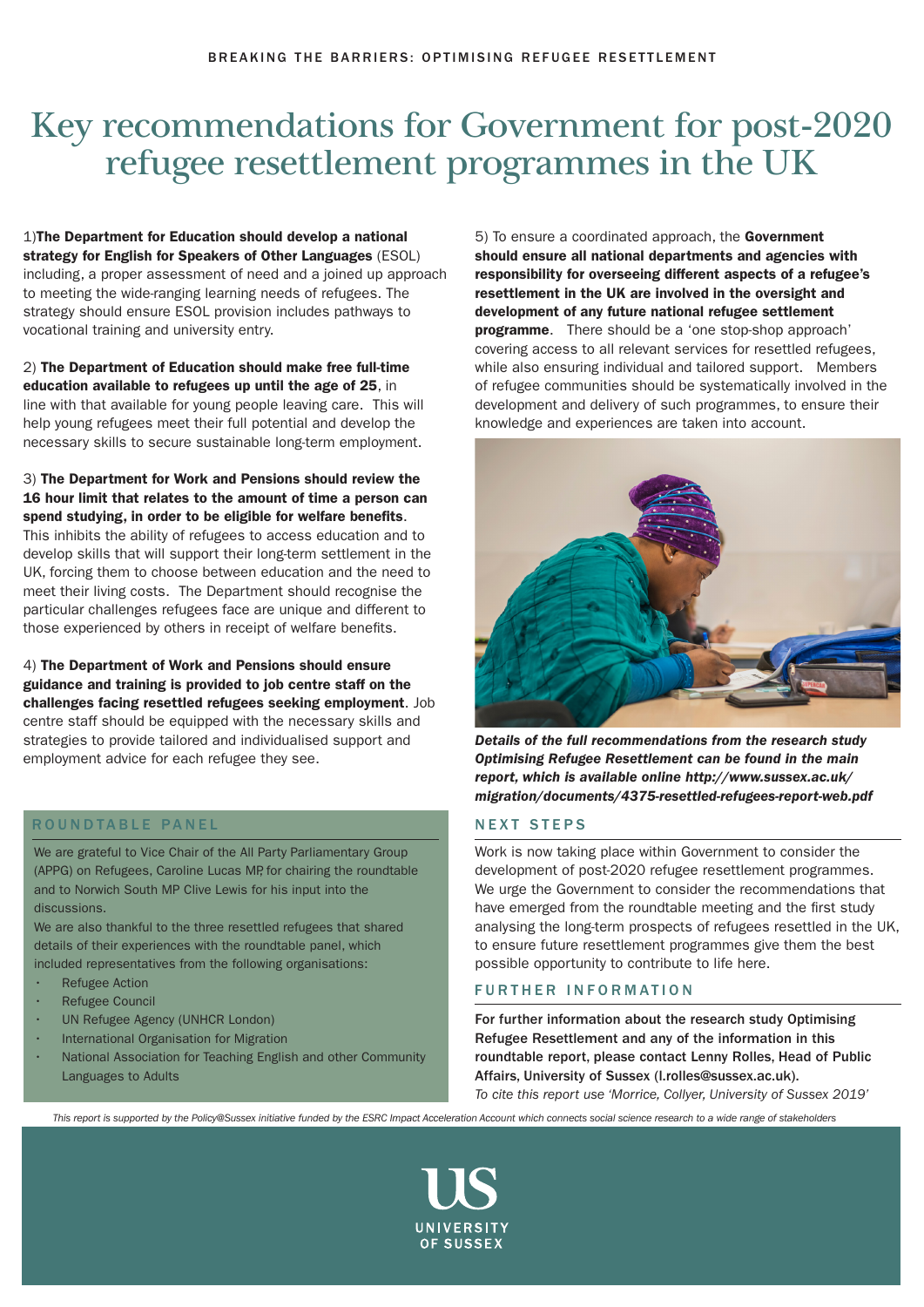# Key recommendations for Government for post-2020 refugee resettlement programmes in the UK

1)**The Department for Education should develop a national strategy for English for Speakers of Other Languages** (ESOL) including, a proper assessment of need and a joined up approach to meeting the wide-ranging learning needs of refugees. The strategy should ensure ESOL provision includes pathways to vocational training and university entry.

2) **The Department of Education should make free full-time education available to refugees up until the age of 25**, in line with that available for young people leaving care. This will help young refugees meet their full potential and develop the necessary skills to secure sustainable long-term employment.

3) **The Department for Work and Pensions should review the 16 hour limit that relates to the amount of time a person can spend studying, in order to be eligible for welfare benefits**. This inhibits the ability of refugees to access education and to develop skills that will support their long-term settlement in the UK, forcing them to choose between education and the need to meet their living costs. The Department should recognise the particular challenges refugees face are unique and different to those experienced by others in receipt of welfare benefits.

4) **The Department of Work and Pensions should ensure guidance and training is provided to job centre staff on the challenges facing resettled refugees seeking employment**. Job centre staff should be equipped with the necessary skills and strategies to provide tailored and individualised support and employment advice for each refugee they see.

5) To ensure a coordinated approach, the **Government should ensure all national departments and agencies with responsibility for overseeing different aspects of a refugee's resettlement in the UK are involved in the oversight and development of any future national refugee settlement programme**. There should be a 'one stop-shop approach' covering access to all relevant services for resettled refugees, while also ensuring individual and tailored support. Members of refugee communities should be systematically involved in the development and delivery of such programmes, to ensure their knowledge and experiences are taken into account.

***Details of the full recommendations from the research study Optimising Refugee Resettlement can be found in the main report, which is available online http://www.sussex.ac.uk/migration/documents/4375-resettled-refugees-report-web.pdf***

## ROUNDTABLE PANEL

We are grateful to Vice Chair of the All Party Parliamentary Group (APPG) on Refugees, Caroline Lucas MP, for chairing the roundtable and to Norwich South MP Clive Lewis for his input into the discussions.

We are also thankful to the three resettled refugees that shared details of their experiences with the roundtable panel, which included representatives from the following organisations:

- Refugee Action
- Refugee Council
- UN Refugee Agency (UNHCR London)
- International Organisation for Migration
- National Association for Teaching English and other Community Languages to Adults

## NEXT STEPS

Work is now taking place within Government to consider the development of post-2020 refugee resettlement programmes. We urge the Government to consider the recommendations that have emerged from the roundtable meeting and the first study analysing the long-term prospects of refugees resettled in the UK, to ensure future resettlement programmes give them the best possible opportunity to contribute to life here.

## FURTHER INFORMATION

**For further information about the research study Optimising Refugee Resettlement and any of the information in this roundtable report, please contact Lenny Rolles, Head of Public Affairs, University of Sussex (l.rolles@sussex.ac.uk).**

*To cite this report use 'Morrice, Collyer, University of Sussex 2019'*

*This report is supported by the Policy@Sussex initiative funded by the ESRC Impact Acceleration Account which connects social science research to a wide range of stakeholders*

US
UNIVERSITY OF SUSSEX